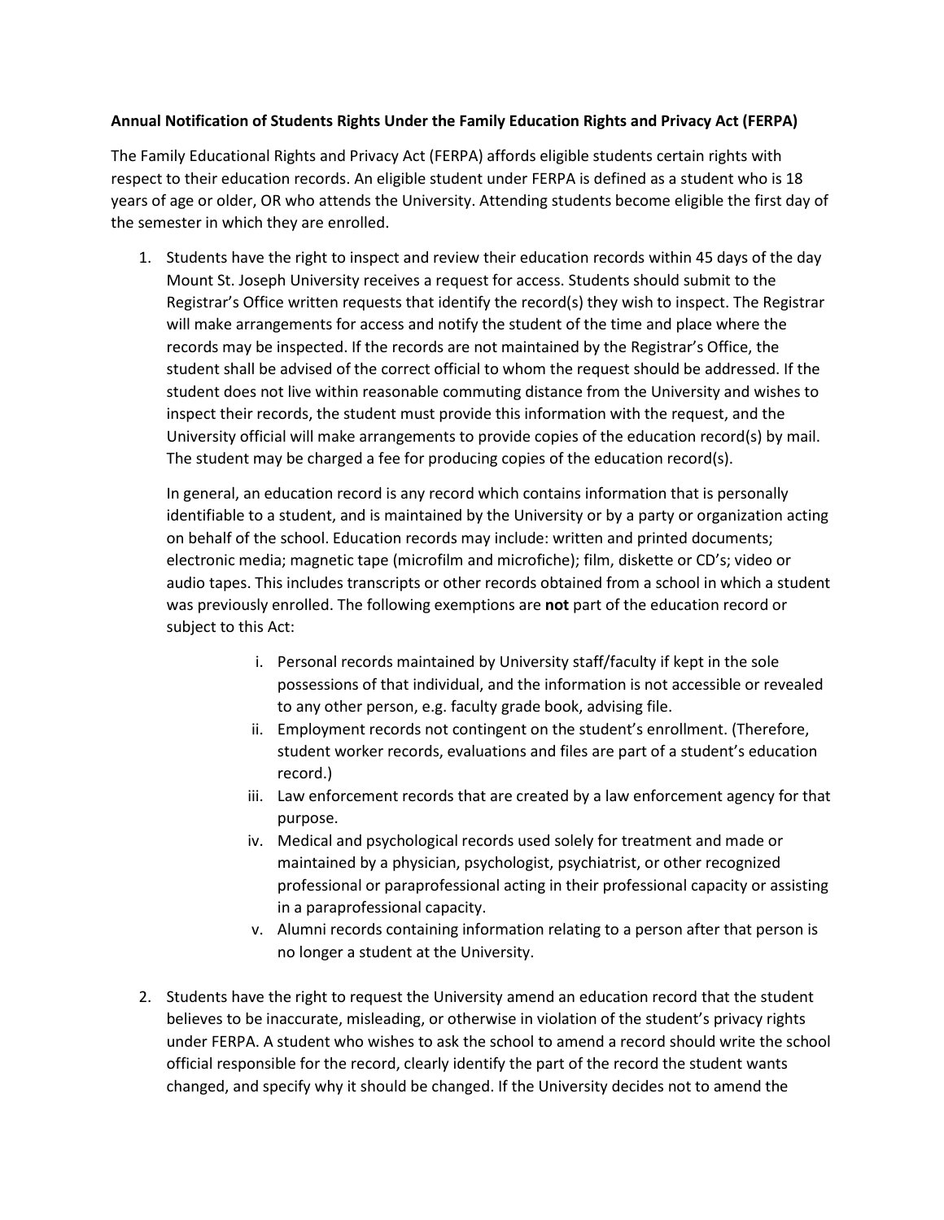**Annual Notification of Students Rights Under the Family Education Rights and Privacy Act (FERPA)**

The Family Educational Rights and Privacy Act (FERPA) affords eligible students certain rights with respect to their education records. An eligible student under FERPA is defined as a student who is 18 years of age or older, OR who attends the University. Attending students become eligible the first day of the semester in which they are enrolled.

1. Students have the right to inspect and review their education records within 45 days of the day Mount St. Joseph University receives a request for access. Students should submit to the Registrar's Office written requests that identify the record(s) they wish to inspect. The Registrar will make arrangements for access and notify the student of the time and place where the records may be inspected. If the records are not maintained by the Registrar's Office, the student shall be advised of the correct official to whom the request should be addressed. If the student does not live within reasonable commuting distance from the University and wishes to inspect their records, the student must provide this information with the request, and the University official will make arrangements to provide copies of the education record(s) by mail. The student may be charged a fee for producing copies of the education record(s).

   In general, an education record is any record which contains information that is personally identifiable to a student, and is maintained by the University or by a party or organization acting on behalf of the school. Education records may include: written and printed documents; electronic media; magnetic tape (microfilm and microfiche); film, diskette or CD's; video or audio tapes. This includes transcripts or other records obtained from a school in which a student was previously enrolled. The following exemptions are **not** part of the education record or subject to this Act:

   i. Personal records maintained by University staff/faculty if kept in the sole possessions of that individual, and the information is not accessible or revealed to any other person, e.g. faculty grade book, advising file.
   ii. Employment records not contingent on the student's enrollment. (Therefore, student worker records, evaluations and files are part of a student's education record.)
   iii. Law enforcement records that are created by a law enforcement agency for that purpose.
   iv. Medical and psychological records used solely for treatment and made or maintained by a physician, psychologist, psychiatrist, or other recognized professional or paraprofessional acting in their professional capacity or assisting in a paraprofessional capacity.
   v. Alumni records containing information relating to a person after that person is no longer a student at the University.

2. Students have the right to request the University amend an education record that the student believes to be inaccurate, misleading, or otherwise in violation of the student's privacy rights under FERPA. A student who wishes to ask the school to amend a record should write the school official responsible for the record, clearly identify the part of the record the student wants changed, and specify why it should be changed. If the University decides not to amend the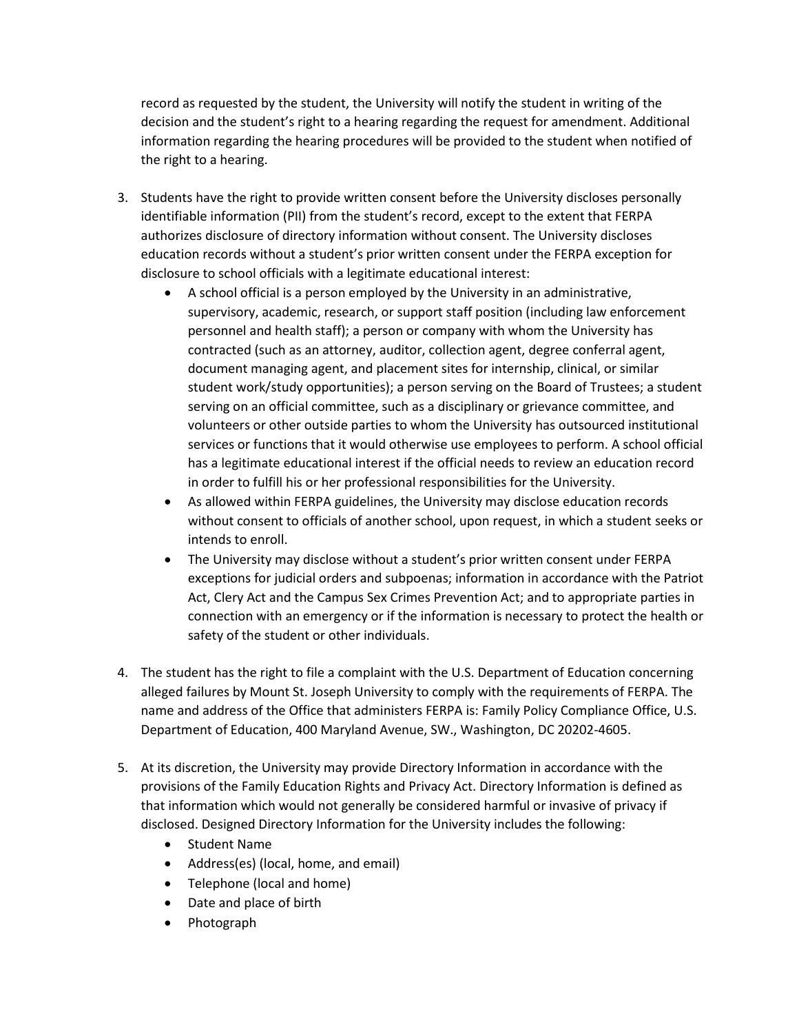record as requested by the student, the University will notify the student in writing of the decision and the student's right to a hearing regarding the request for amendment. Additional information regarding the hearing procedures will be provided to the student when notified of the right to a hearing.

3. Students have the right to provide written consent before the University discloses personally identifiable information (PII) from the student's record, except to the extent that FERPA authorizes disclosure of directory information without consent. The University discloses education records without a student's prior written consent under the FERPA exception for disclosure to school officials with a legitimate educational interest:
   - A school official is a person employed by the University in an administrative, supervisory, academic, research, or support staff position (including law enforcement personnel and health staff); a person or company with whom the University has contracted (such as an attorney, auditor, collection agent, degree conferral agent, document managing agent, and placement sites for internship, clinical, or similar student work/study opportunities); a person serving on the Board of Trustees; a student serving on an official committee, such as a disciplinary or grievance committee, and volunteers or other outside parties to whom the University has outsourced institutional services or functions that it would otherwise use employees to perform. A school official has a legitimate educational interest if the official needs to review an education record in order to fulfill his or her professional responsibilities for the University.
   - As allowed within FERPA guidelines, the University may disclose education records without consent to officials of another school, upon request, in which a student seeks or intends to enroll.
   - The University may disclose without a student's prior written consent under FERPA exceptions for judicial orders and subpoenas; information in accordance with the Patriot Act, Clery Act and the Campus Sex Crimes Prevention Act; and to appropriate parties in connection with an emergency or if the information is necessary to protect the health or safety of the student or other individuals.

4. The student has the right to file a complaint with the U.S. Department of Education concerning alleged failures by Mount St. Joseph University to comply with the requirements of FERPA. The name and address of the Office that administers FERPA is: Family Policy Compliance Office, U.S. Department of Education, 400 Maryland Avenue, SW., Washington, DC 20202-4605.

5. At its discretion, the University may provide Directory Information in accordance with the provisions of the Family Education Rights and Privacy Act. Directory Information is defined as that information which would not generally be considered harmful or invasive of privacy if disclosed. Designed Directory Information for the University includes the following:
   - Student Name
   - Address(es) (local, home, and email)
   - Telephone (local and home)
   - Date and place of birth
   - Photograph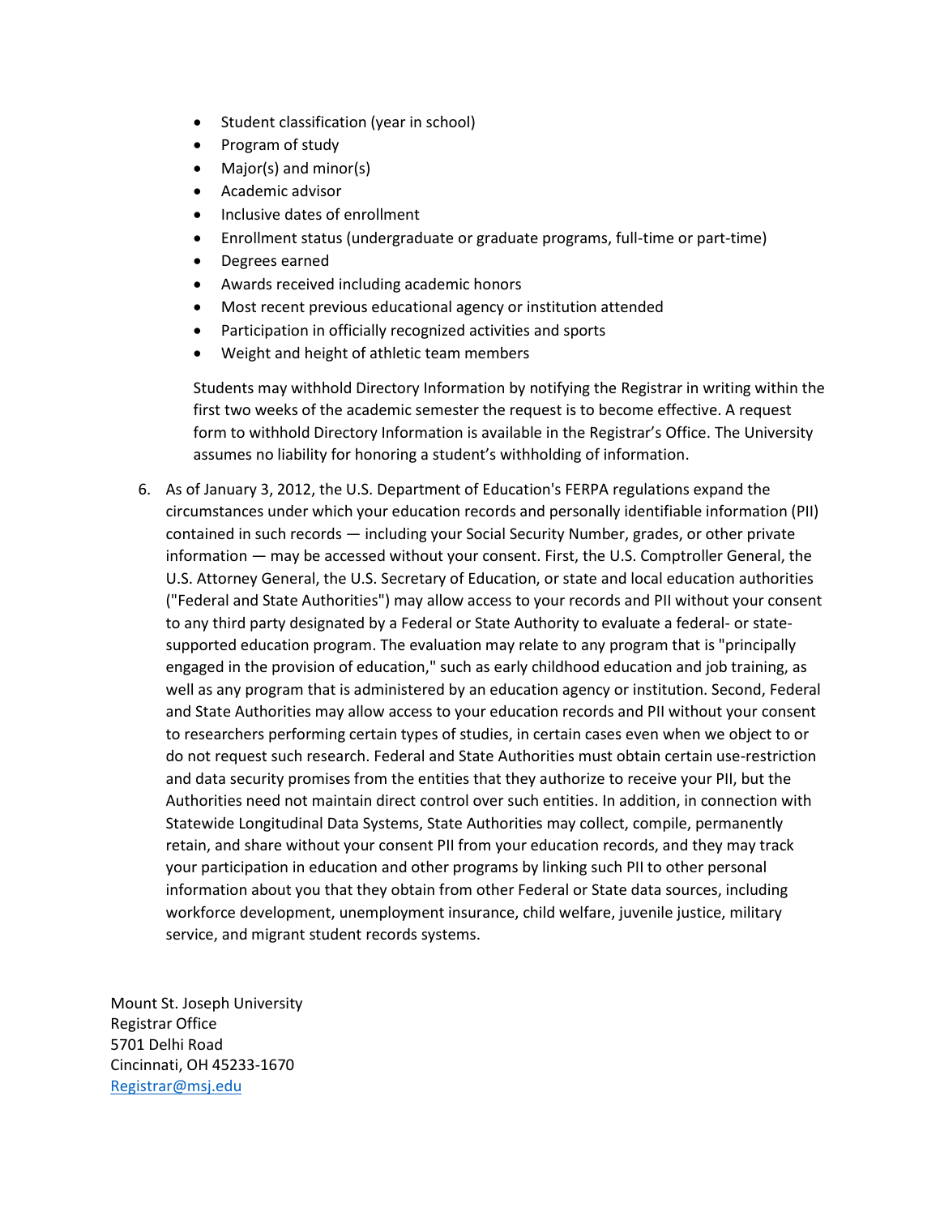- Student classification (year in school)
- Program of study
- Major(s) and minor(s)
- Academic advisor
- Inclusive dates of enrollment
- Enrollment status (undergraduate or graduate programs, full-time or part-time)
- Degrees earned
- Awards received including academic honors
- Most recent previous educational agency or institution attended
- Participation in officially recognized activities and sports
- Weight and height of athletic team members

Students may withhold Directory Information by notifying the Registrar in writing within the first two weeks of the academic semester the request is to become effective. A request form to withhold Directory Information is available in the Registrar's Office. The University assumes no liability for honoring a student's withholding of information.

6. As of January 3, 2012, the U.S. Department of Education's FERPA regulations expand the circumstances under which your education records and personally identifiable information (PII) contained in such records — including your Social Security Number, grades, or other private information — may be accessed without your consent. First, the U.S. Comptroller General, the U.S. Attorney General, the U.S. Secretary of Education, or state and local education authorities ("Federal and State Authorities") may allow access to your records and PII without your consent to any third party designated by a Federal or State Authority to evaluate a federal- or state-supported education program. The evaluation may relate to any program that is "principally engaged in the provision of education," such as early childhood education and job training, as well as any program that is administered by an education agency or institution. Second, Federal and State Authorities may allow access to your education records and PII without your consent to researchers performing certain types of studies, in certain cases even when we object to or do not request such research. Federal and State Authorities must obtain certain use-restriction and data security promises from the entities that they authorize to receive your PII, but the Authorities need not maintain direct control over such entities. In addition, in connection with Statewide Longitudinal Data Systems, State Authorities may collect, compile, permanently retain, and share without your consent PII from your education records, and they may track your participation in education and other programs by linking such PII to other personal information about you that they obtain from other Federal or State data sources, including workforce development, unemployment insurance, child welfare, juvenile justice, military service, and migrant student records systems.

Mount St. Joseph University
Registrar Office
5701 Delhi Road
Cincinnati, OH 45233-1670
[Registrar@msj.edu](mailto:Registrar@msj.edu)